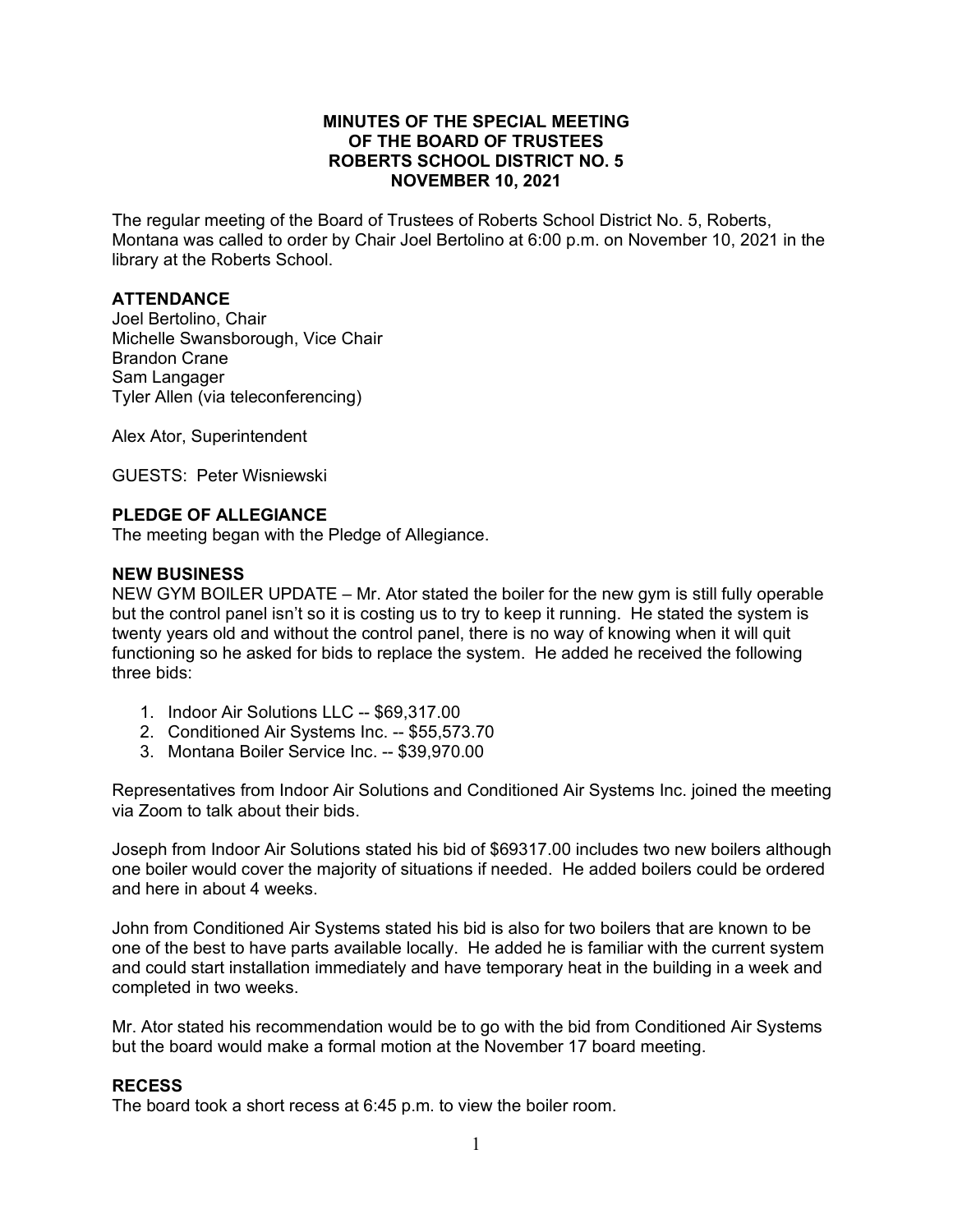# MINUTES OF THE SPECIAL MEETING OF THE BOARD OF TRUSTEES ROBERTS SCHOOL DISTRICT NO. 5 NOVEMBER 10, 2021

The regular meeting of the Board of Trustees of Roberts School District No. 5, Roberts, Montana was called to order by Chair Joel Bertolino at 6:00 p.m. on November 10, 2021 in the library at the Roberts School.

## ATTENDANCE

Joel Bertolino, Chair
Michelle Swansborough, Vice Chair
Brandon Crane
Sam Langager
Tyler Allen (via teleconferencing)

Alex Ator, Superintendent

GUESTS: Peter Wisniewski

## PLEDGE OF ALLEGIANCE

The meeting began with the Pledge of Allegiance.

## NEW BUSINESS

NEW GYM BOILER UPDATE – Mr. Ator stated the boiler for the new gym is still fully operable but the control panel isn't so it is costing us to try to keep it running. He stated the system is twenty years old and without the control panel, there is no way of knowing when it will quit functioning so he asked for bids to replace the system. He added he received the following three bids:

1. Indoor Air Solutions LLC -- $69,317.00
2. Conditioned Air Systems Inc. -- $55,573.70
3. Montana Boiler Service Inc. -- $39,970.00

Representatives from Indoor Air Solutions and Conditioned Air Systems Inc. joined the meeting via Zoom to talk about their bids.

Joseph from Indoor Air Solutions stated his bid of $69317.00 includes two new boilers although one boiler would cover the majority of situations if needed. He added boilers could be ordered and here in about 4 weeks.

John from Conditioned Air Systems stated his bid is also for two boilers that are known to be one of the best to have parts available locally. He added he is familiar with the current system and could start installation immediately and have temporary heat in the building in a week and completed in two weeks.

Mr. Ator stated his recommendation would be to go with the bid from Conditioned Air Systems but the board would make a formal motion at the November 17 board meeting.

## RECESS

The board took a short recess at 6:45 p.m. to view the boiler room.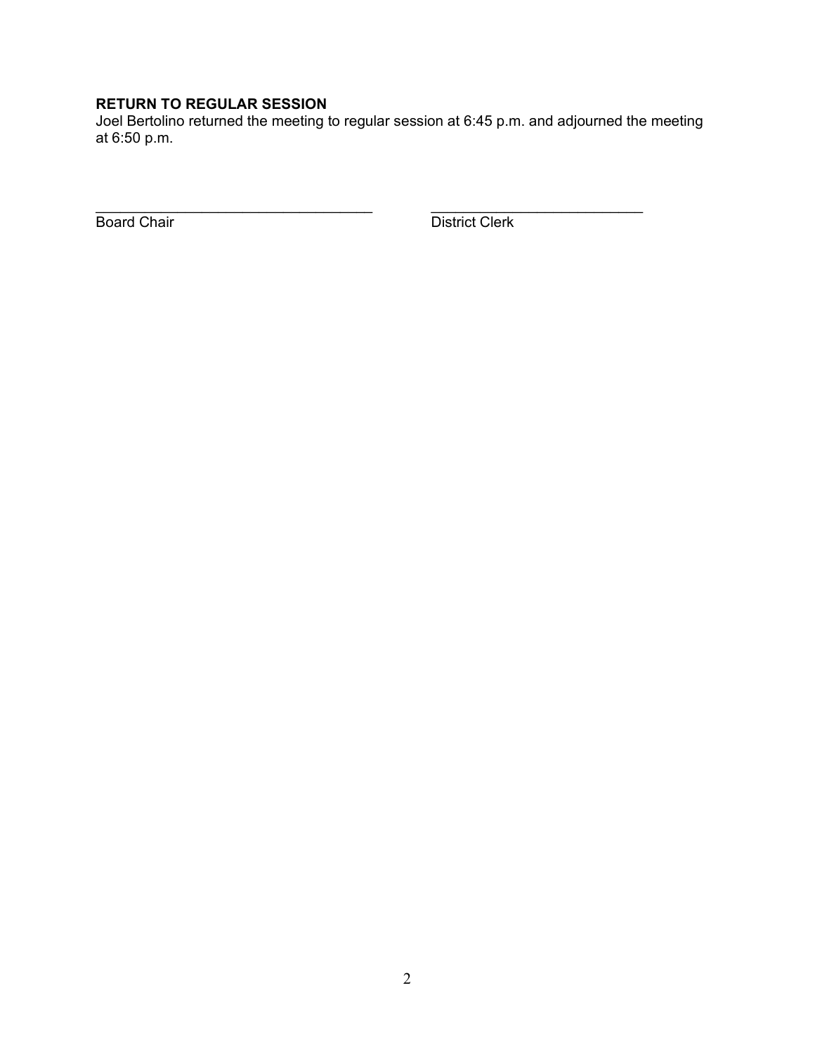**RETURN TO REGULAR SESSION**

Joel Bertolino returned the meeting to regular session at 6:45 p.m. and adjourned the meeting at 6:50 p.m.

___________________________________ ___________________________

Board Chair District Clerk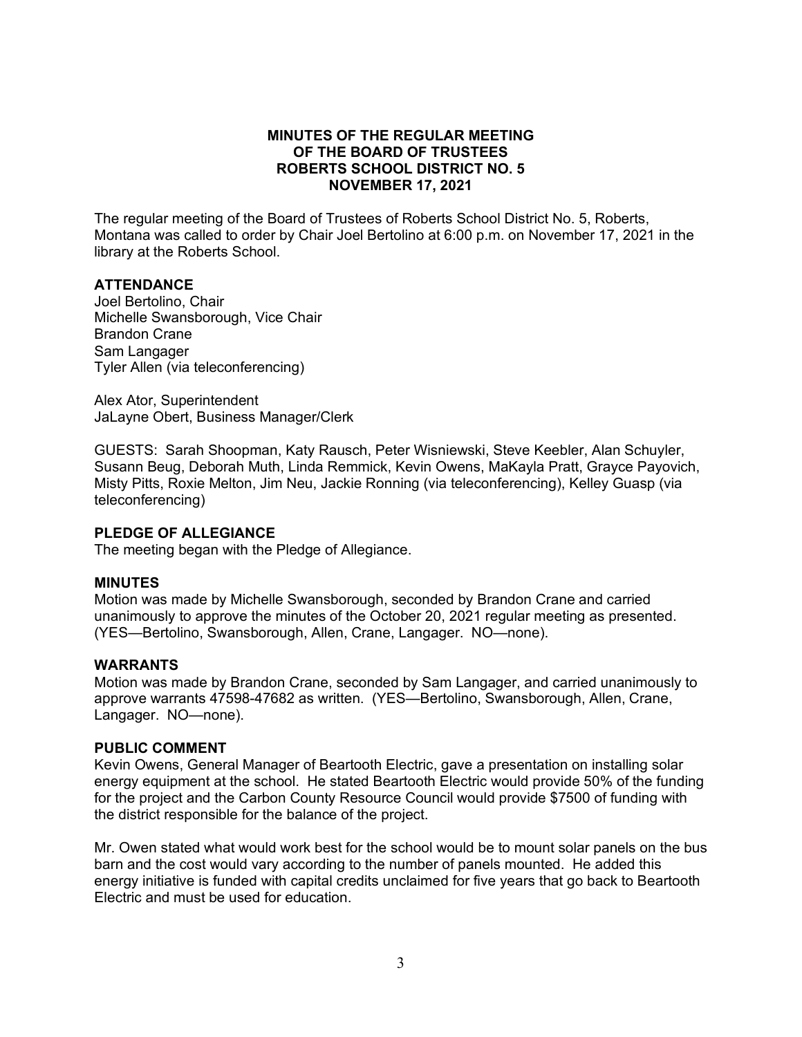# MINUTES OF THE REGULAR MEETING OF THE BOARD OF TRUSTEES ROBERTS SCHOOL DISTRICT NO. 5 NOVEMBER 17, 2021

The regular meeting of the Board of Trustees of Roberts School District No. 5, Roberts, Montana was called to order by Chair Joel Bertolino at 6:00 p.m. on November 17, 2021 in the library at the Roberts School.

## ATTENDANCE

Joel Bertolino, Chair
Michelle Swansborough, Vice Chair
Brandon Crane
Sam Langager
Tyler Allen (via teleconferencing)

Alex Ator, Superintendent
JaLayne Obert, Business Manager/Clerk

GUESTS: Sarah Shoopman, Katy Rausch, Peter Wisniewski, Steve Keebler, Alan Schuyler, Susann Beug, Deborah Muth, Linda Remmick, Kevin Owens, MaKayla Pratt, Grayce Payovich, Misty Pitts, Roxie Melton, Jim Neu, Jackie Ronning (via teleconferencing), Kelley Guasp (via teleconferencing)

## PLEDGE OF ALLEGIANCE

The meeting began with the Pledge of Allegiance.

## MINUTES

Motion was made by Michelle Swansborough, seconded by Brandon Crane and carried unanimously to approve the minutes of the October 20, 2021 regular meeting as presented. (YES—Bertolino, Swansborough, Allen, Crane, Langager. NO—none).

## WARRANTS

Motion was made by Brandon Crane, seconded by Sam Langager, and carried unanimously to approve warrants 47598-47682 as written. (YES—Bertolino, Swansborough, Allen, Crane, Langager. NO—none).

## PUBLIC COMMENT

Kevin Owens, General Manager of Beartooth Electric, gave a presentation on installing solar energy equipment at the school. He stated Beartooth Electric would provide 50% of the funding for the project and the Carbon County Resource Council would provide $7500 of funding with the district responsible for the balance of the project.

Mr. Owen stated what would work best for the school would be to mount solar panels on the bus barn and the cost would vary according to the number of panels mounted. He added this energy initiative is funded with capital credits unclaimed for five years that go back to Beartooth Electric and must be used for education.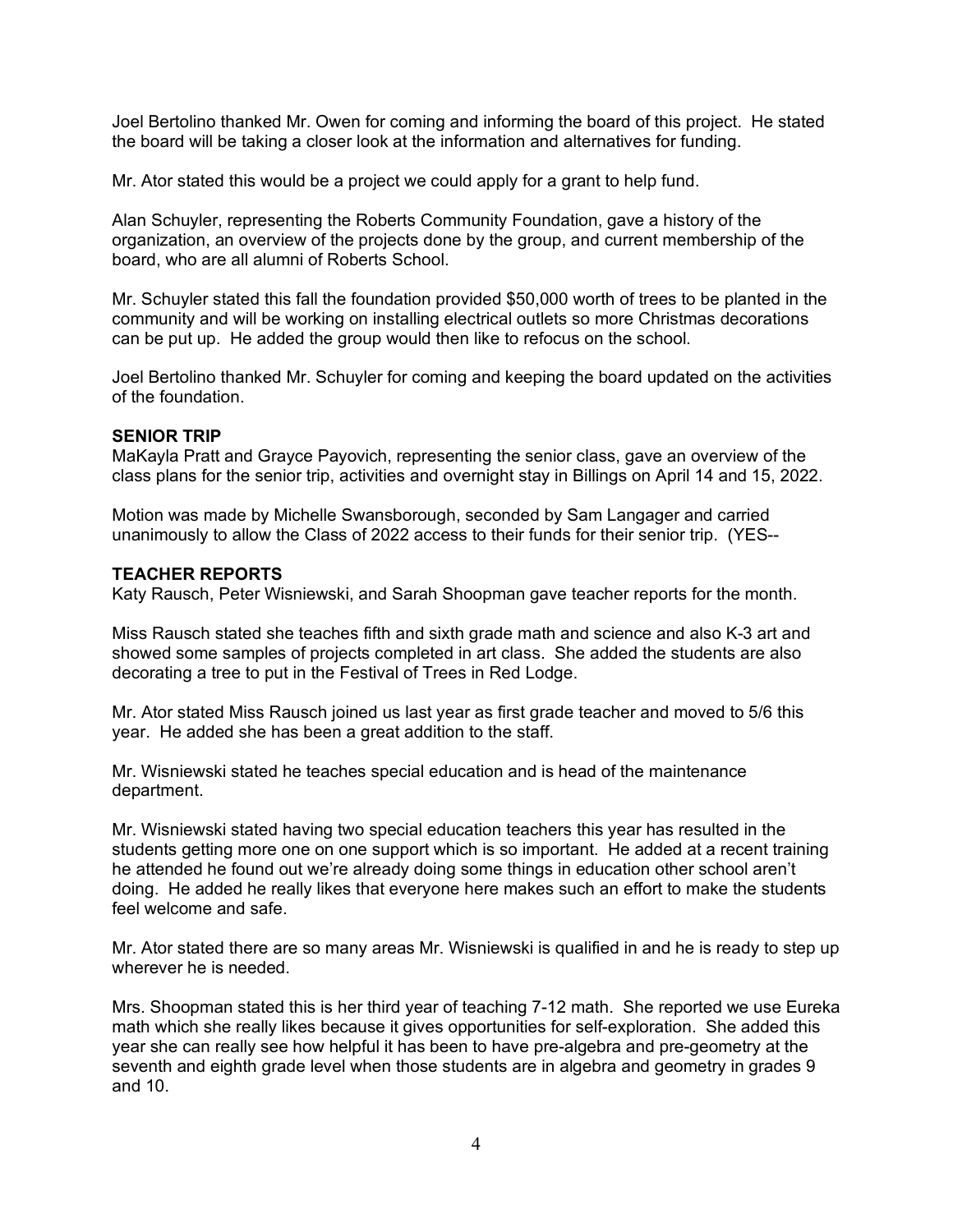Joel Bertolino thanked Mr. Owen for coming and informing the board of this project. He stated the board will be taking a closer look at the information and alternatives for funding.

Mr. Ator stated this would be a project we could apply for a grant to help fund.

Alan Schuyler, representing the Roberts Community Foundation, gave a history of the organization, an overview of the projects done by the group, and current membership of the board, who are all alumni of Roberts School.

Mr. Schuyler stated this fall the foundation provided $50,000 worth of trees to be planted in the community and will be working on installing electrical outlets so more Christmas decorations can be put up. He added the group would then like to refocus on the school.

Joel Bertolino thanked Mr. Schuyler for coming and keeping the board updated on the activities of the foundation.

**SENIOR TRIP**

MaKayla Pratt and Grayce Payovich, representing the senior class, gave an overview of the class plans for the senior trip, activities and overnight stay in Billings on April 14 and 15, 2022.

Motion was made by Michelle Swansborough, seconded by Sam Langager and carried unanimously to allow the Class of 2022 access to their funds for their senior trip. (YES--

**TEACHER REPORTS**

Katy Rausch, Peter Wisniewski, and Sarah Shoopman gave teacher reports for the month.

Miss Rausch stated she teaches fifth and sixth grade math and science and also K-3 art and showed some samples of projects completed in art class. She added the students are also decorating a tree to put in the Festival of Trees in Red Lodge.

Mr. Ator stated Miss Rausch joined us last year as first grade teacher and moved to 5/6 this year. He added she has been a great addition to the staff.

Mr. Wisniewski stated he teaches special education and is head of the maintenance department.

Mr. Wisniewski stated having two special education teachers this year has resulted in the students getting more one on one support which is so important. He added at a recent training he attended he found out we're already doing some things in education other school aren't doing. He added he really likes that everyone here makes such an effort to make the students feel welcome and safe.

Mr. Ator stated there are so many areas Mr. Wisniewski is qualified in and he is ready to step up wherever he is needed.

Mrs. Shoopman stated this is her third year of teaching 7-12 math. She reported we use Eureka math which she really likes because it gives opportunities for self-exploration. She added this year she can really see how helpful it has been to have pre-algebra and pre-geometry at the seventh and eighth grade level when those students are in algebra and geometry in grades 9 and 10.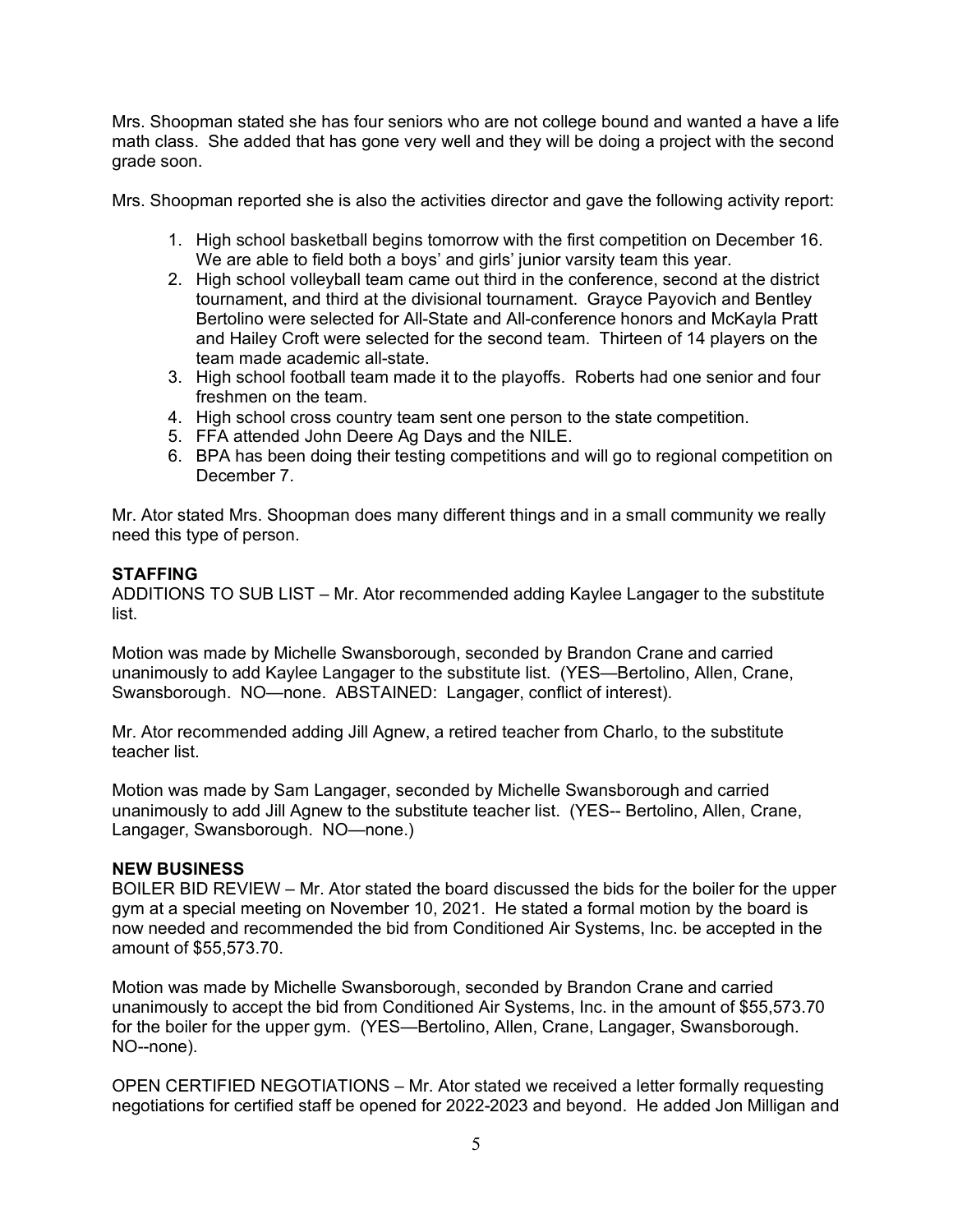Mrs. Shoopman stated she has four seniors who are not college bound and wanted a have a life math class. She added that has gone very well and they will be doing a project with the second grade soon.

Mrs. Shoopman reported she is also the activities director and gave the following activity report:

1. High school basketball begins tomorrow with the first competition on December 16. We are able to field both a boys' and girls' junior varsity team this year.
2. High school volleyball team came out third in the conference, second at the district tournament, and third at the divisional tournament. Grayce Payovich and Bentley Bertolino were selected for All-State and All-conference honors and McKayla Pratt and Hailey Croft were selected for the second team. Thirteen of 14 players on the team made academic all-state.
3. High school football team made it to the playoffs. Roberts had one senior and four freshmen on the team.
4. High school cross country team sent one person to the state competition.
5. FFA attended John Deere Ag Days and the NILE.
6. BPA has been doing their testing competitions and will go to regional competition on December 7.

Mr. Ator stated Mrs. Shoopman does many different things and in a small community we really need this type of person.

**STAFFING**

ADDITIONS TO SUB LIST – Mr. Ator recommended adding Kaylee Langager to the substitute list.

Motion was made by Michelle Swansborough, seconded by Brandon Crane and carried unanimously to add Kaylee Langager to the substitute list. (YES—Bertolino, Allen, Crane, Swansborough. NO—none. ABSTAINED: Langager, conflict of interest).

Mr. Ator recommended adding Jill Agnew, a retired teacher from Charlo, to the substitute teacher list.

Motion was made by Sam Langager, seconded by Michelle Swansborough and carried unanimously to add Jill Agnew to the substitute teacher list. (YES-- Bertolino, Allen, Crane, Langager, Swansborough. NO—none.)

**NEW BUSINESS**

BOILER BID REVIEW – Mr. Ator stated the board discussed the bids for the boiler for the upper gym at a special meeting on November 10, 2021. He stated a formal motion by the board is now needed and recommended the bid from Conditioned Air Systems, Inc. be accepted in the amount of $55,573.70.

Motion was made by Michelle Swansborough, seconded by Brandon Crane and carried unanimously to accept the bid from Conditioned Air Systems, Inc. in the amount of $55,573.70 for the boiler for the upper gym. (YES—Bertolino, Allen, Crane, Langager, Swansborough. NO--none).

OPEN CERTIFIED NEGOTIATIONS – Mr. Ator stated we received a letter formally requesting negotiations for certified staff be opened for 2022-2023 and beyond. He added Jon Milligan and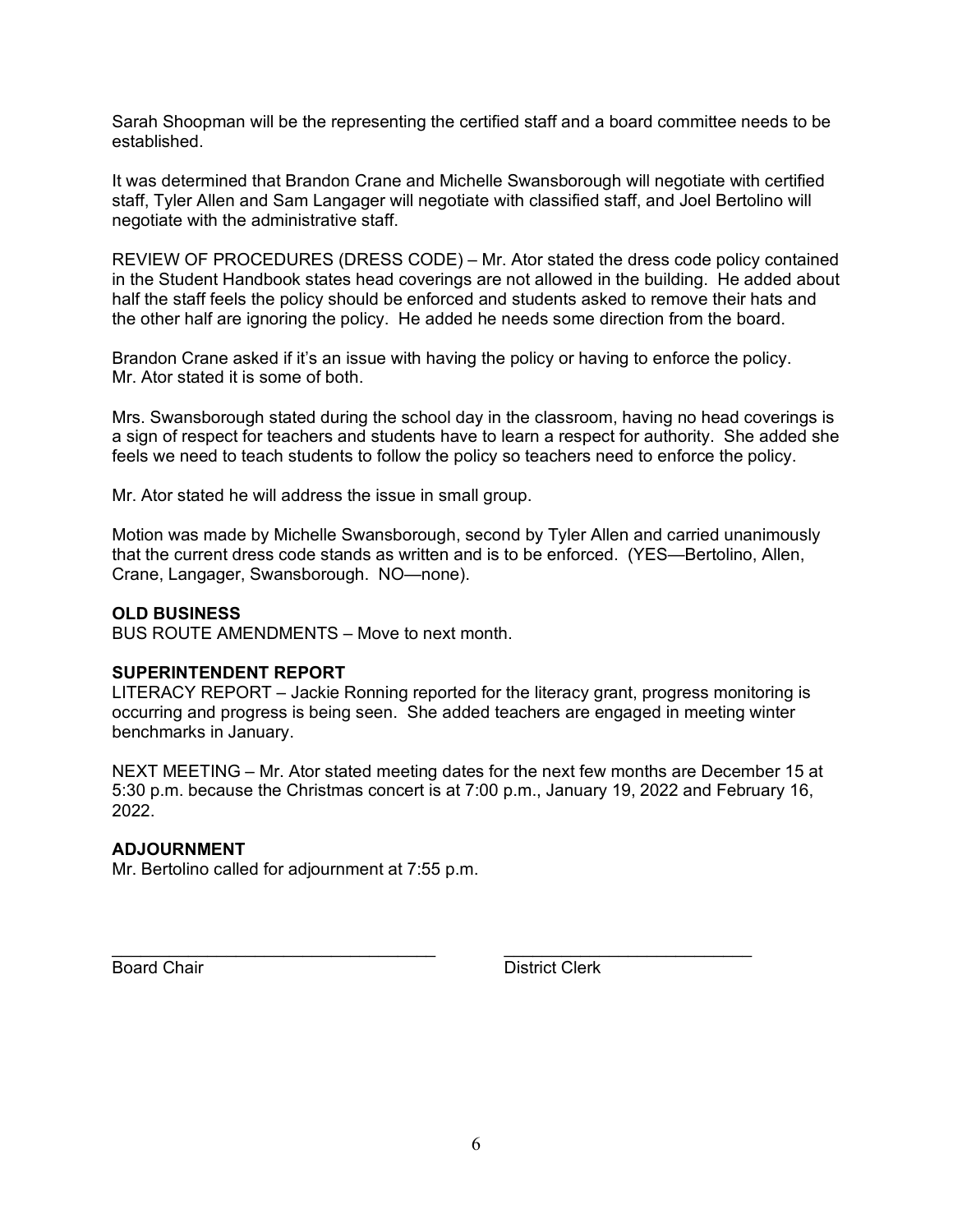Sarah Shoopman will be the representing the certified staff and a board committee needs to be established.

It was determined that Brandon Crane and Michelle Swansborough will negotiate with certified staff, Tyler Allen and Sam Langager will negotiate with classified staff, and Joel Bertolino will negotiate with the administrative staff.

REVIEW OF PROCEDURES (DRESS CODE) – Mr. Ator stated the dress code policy contained in the Student Handbook states head coverings are not allowed in the building. He added about half the staff feels the policy should be enforced and students asked to remove their hats and the other half are ignoring the policy. He added he needs some direction from the board.

Brandon Crane asked if it's an issue with having the policy or having to enforce the policy. Mr. Ator stated it is some of both.

Mrs. Swansborough stated during the school day in the classroom, having no head coverings is a sign of respect for teachers and students have to learn a respect for authority. She added she feels we need to teach students to follow the policy so teachers need to enforce the policy.

Mr. Ator stated he will address the issue in small group.

Motion was made by Michelle Swansborough, second by Tyler Allen and carried unanimously that the current dress code stands as written and is to be enforced. (YES—Bertolino, Allen, Crane, Langager, Swansborough. NO—none).

**OLD BUSINESS**

BUS ROUTE AMENDMENTS – Move to next month.

**SUPERINTENDENT REPORT**

LITERACY REPORT – Jackie Ronning reported for the literacy grant, progress monitoring is occurring and progress is being seen. She added teachers are engaged in meeting winter benchmarks in January.

NEXT MEETING – Mr. Ator stated meeting dates for the next few months are December 15 at 5:30 p.m. because the Christmas concert is at 7:00 p.m., January 19, 2022 and February 16, 2022.

**ADJOURNMENT**

Mr. Bertolino called for adjournment at 7:55 p.m.

\_\_\_\_\_\_\_\_\_\_\_\_\_\_\_\_\_\_\_\_\_\_\_\_\_\_\_\_\_\_\_\_\_\_ \_\_\_\_\_\_\_\_\_\_\_\_\_\_\_\_\_\_\_\_\_\_\_\_\_\_

Board Chair District Clerk